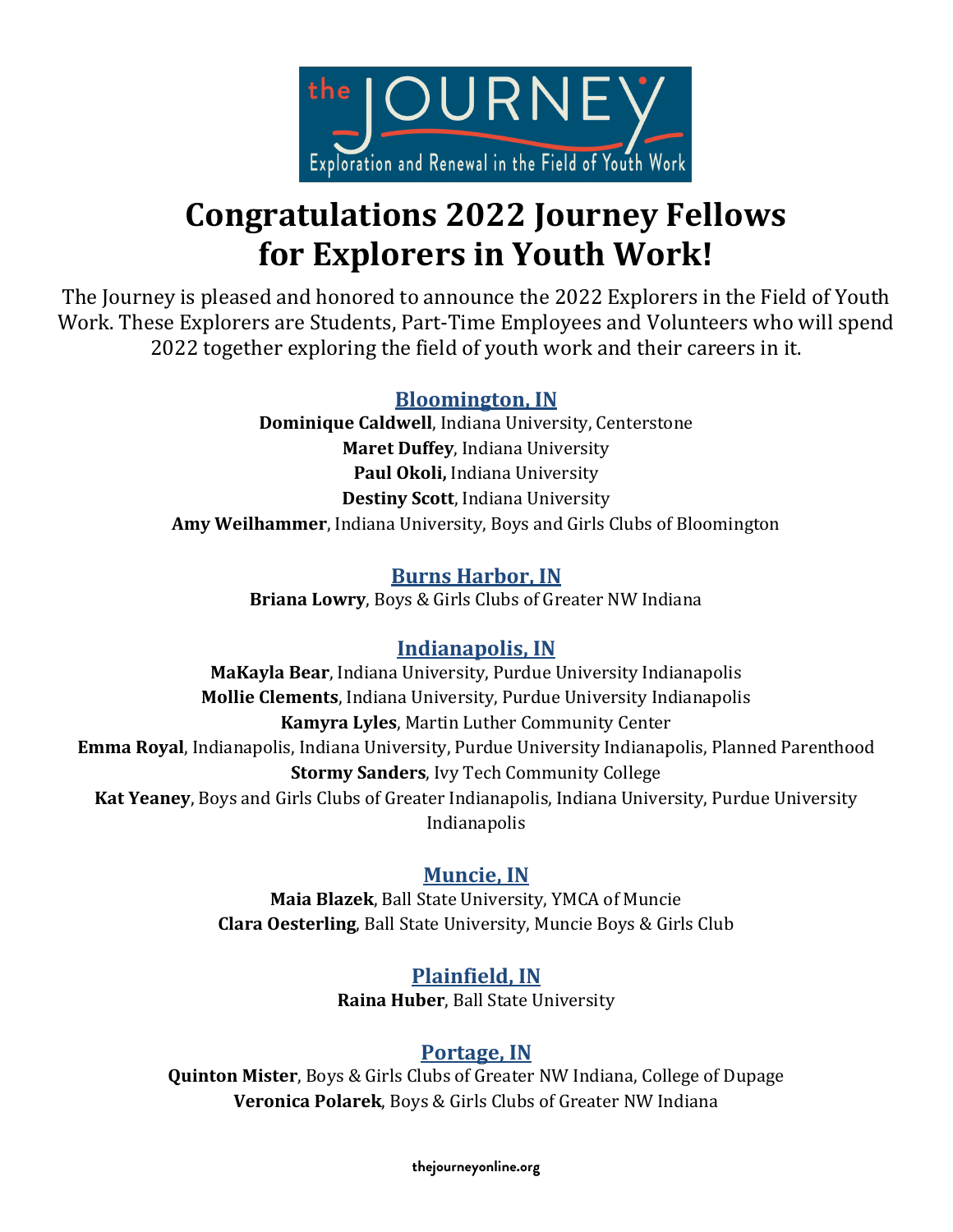# Congratulations 2022 Journey Fellows for Explorers in Youth Work!

The Journey is pleased and honored to announce the 2022 Explorers in the Field of Youth Work. These Explorers are Students, Part-Time Employees and Volunteers who will spend 2022 together exploring the field of youth work and their careers in it.

## Bloomington, IN

**Dominique Caldwell**, Indiana University, Centerstone
**Maret Duffey**, Indiana University
**Paul Okoli,** Indiana University
**Destiny Scott**, Indiana University
**Amy Weilhammer**, Indiana University, Boys and Girls Clubs of Bloomington

## Burns Harbor, IN

**Briana Lowry**, Boys & Girls Clubs of Greater NW Indiana

## Indianapolis, IN

**MaKayla Bear**, Indiana University, Purdue University Indianapolis
**Mollie Clements**, Indiana University, Purdue University Indianapolis
**Kamyra Lyles**, Martin Luther Community Center
**Emma Royal**, Indianapolis, Indiana University, Purdue University Indianapolis, Planned Parenthood
**Stormy Sanders**, Ivy Tech Community College
**Kat Yeaney**, Boys and Girls Clubs of Greater Indianapolis, Indiana University, Purdue University Indianapolis

## Muncie, IN

**Maia Blazek**, Ball State University, YMCA of Muncie
**Clara Oesterling**, Ball State University, Muncie Boys & Girls Club

## Plainfield, IN

**Raina Huber**, Ball State University

## Portage, IN

**Quinton Mister**, Boys & Girls Clubs of Greater NW Indiana, College of Dupage
**Veronica Polarek**, Boys & Girls Clubs of Greater NW Indiana

thejourneyonline.org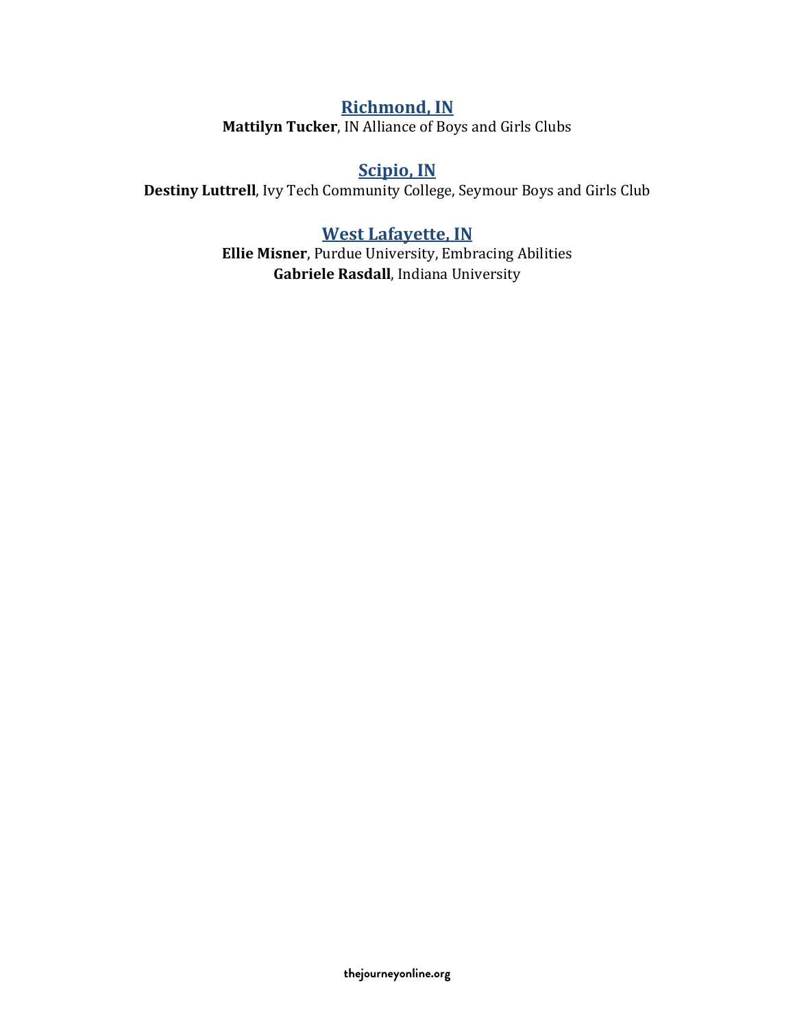## Richmond, IN

**Mattilyn Tucker**, IN Alliance of Boys and Girls Clubs

## Scipio, IN

**Destiny Luttrell**, Ivy Tech Community College, Seymour Boys and Girls Club

## West Lafayette, IN

**Ellie Misner**, Purdue University, Embracing Abilities

**Gabriele Rasdall**, Indiana University